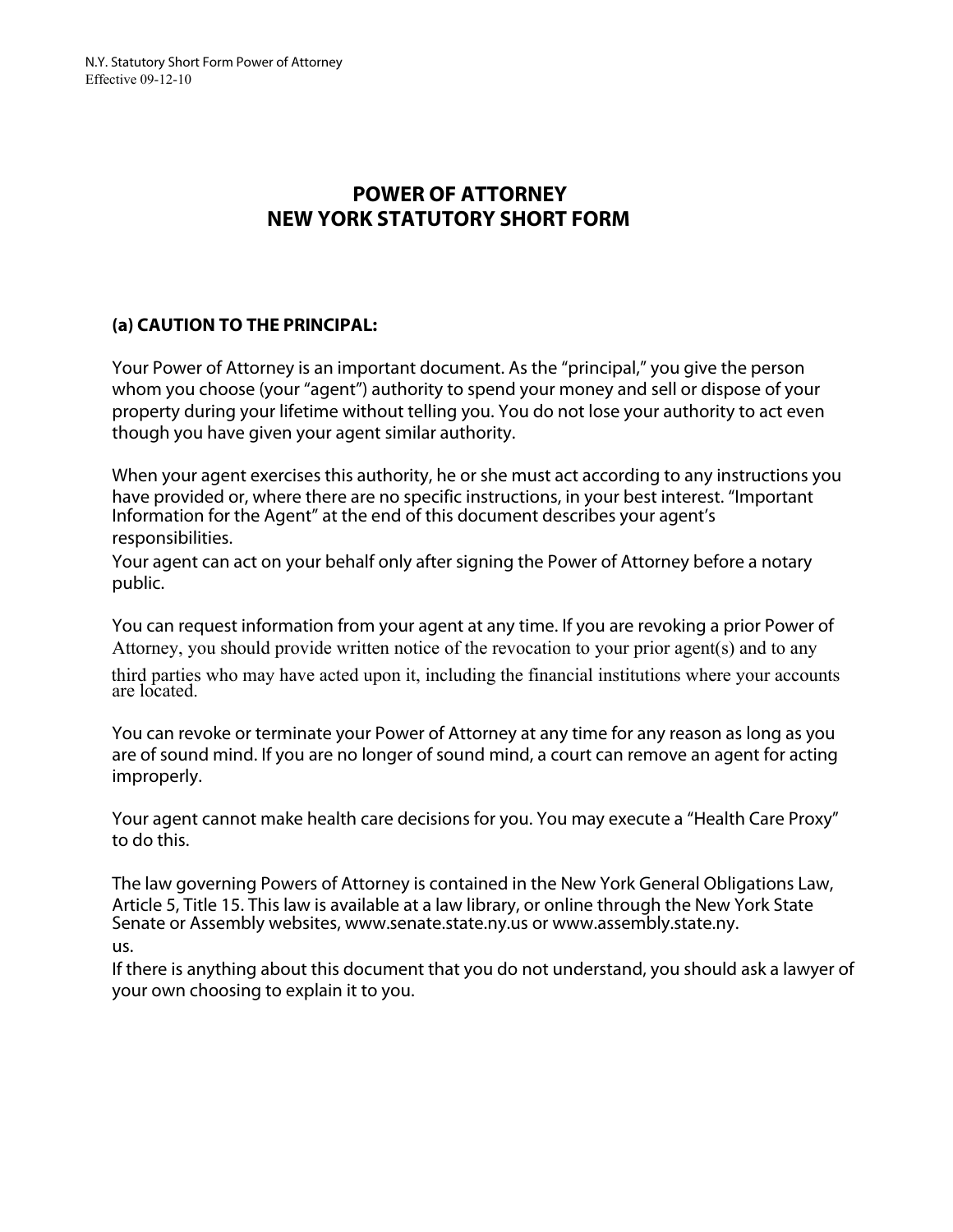# POWER OF ATTORNEY
# NEW YORK STATUTORY SHORT FORM

## (a) CAUTION TO THE PRINCIPAL:

Your Power of Attorney is an important document. As the "principal," you give the person whom you choose (your "agent") authority to spend your money and sell or dispose of your property during your lifetime without telling you. You do not lose your authority to act even though you have given your agent similar authority.

When your agent exercises this authority, he or she must act according to any instructions you have provided or, where there are no specific instructions, in your best interest. "Important Information for the Agent" at the end of this document describes your agent's responsibilities.

Your agent can act on your behalf only after signing the Power of Attorney before a notary public.

You can request information from your agent at any time. If you are revoking a prior Power of Attorney, you should provide written notice of the revocation to your prior agent(s) and to any third parties who may have acted upon it, including the financial institutions where your accounts are located.

You can revoke or terminate your Power of Attorney at any time for any reason as long as you are of sound mind. If you are no longer of sound mind, a court can remove an agent for acting improperly.

Your agent cannot make health care decisions for you. You may execute a "Health Care Proxy" to do this.

The law governing Powers of Attorney is contained in the New York General Obligations Law, Article 5, Title 15. This law is available at a law library, or online through the New York State Senate or Assembly websites, www.senate.state.ny.us or www.assembly.state.ny.us.

If there is anything about this document that you do not understand, you should ask a lawyer of your own choosing to explain it to you.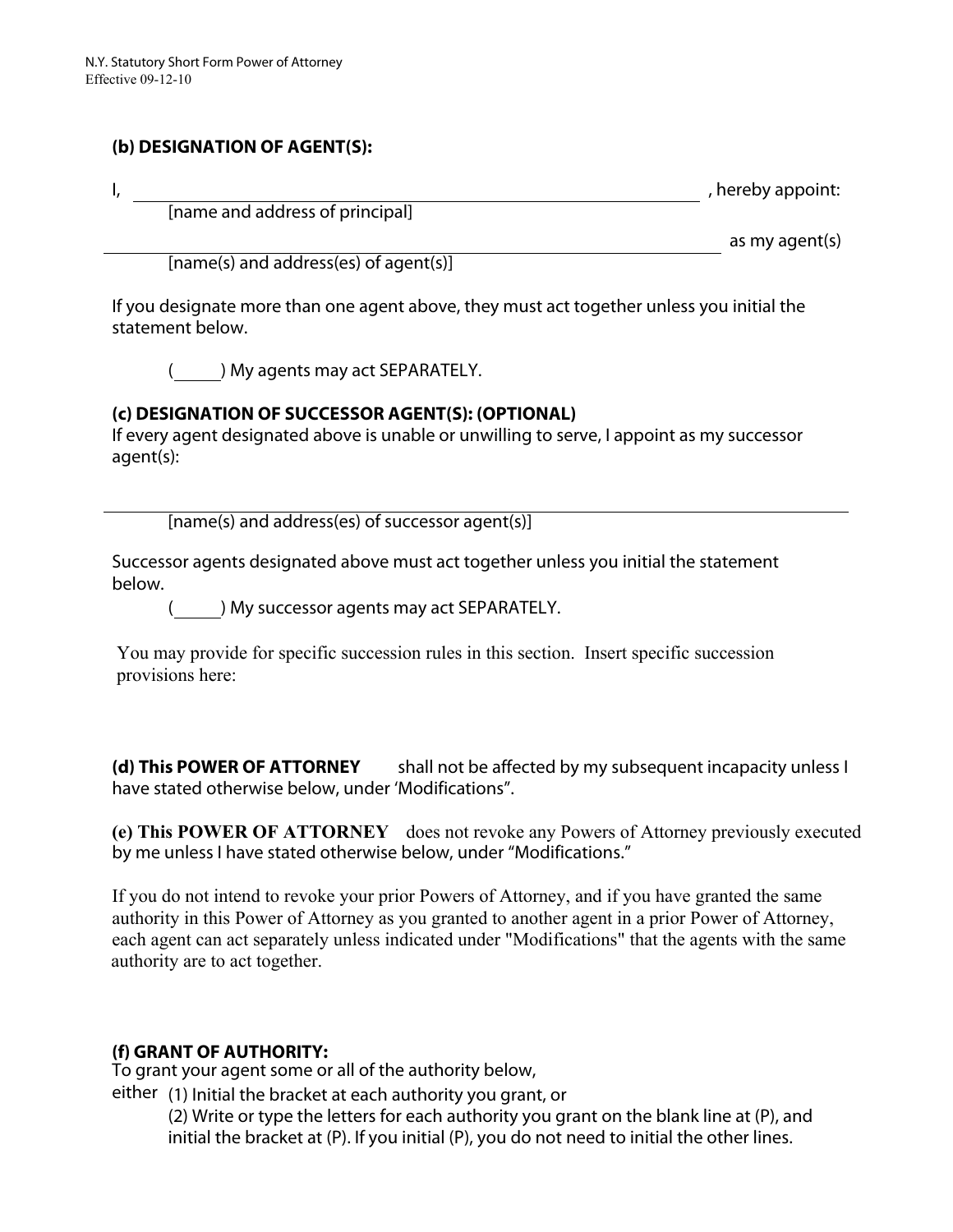### (b) DESIGNATION OF AGENT(S):

I, ________________________________________________, hereby appoint:
[name and address of principal]

________________________________________________ as my agent(s)
[name(s) and address(es) of agent(s)]

If you designate more than one agent above, they must act together unless you initial the statement below.

(_____) My agents may act SEPARATELY.

### (c) DESIGNATION OF SUCCESSOR AGENT(S): (OPTIONAL)

If every agent designated above is unable or unwilling to serve, I appoint as my successor agent(s):

________________________________________________
[name(s) and address(es) of successor agent(s)]

Successor agents designated above must act together unless you initial the statement below.

(_____) My successor agents may act SEPARATELY.

You may provide for specific succession rules in this section. Insert specific succession provisions here:

**(d) This POWER OF ATTORNEY** shall not be affected by my subsequent incapacity unless I have stated otherwise below, under 'Modifications".

**(e) This POWER OF ATTORNEY** does not revoke any Powers of Attorney previously executed by me unless I have stated otherwise below, under "Modifications."

If you do not intend to revoke your prior Powers of Attorney, and if you have granted the same authority in this Power of Attorney as you granted to another agent in a prior Power of Attorney, each agent can act separately unless indicated under "Modifications" that the agents with the same authority are to act together.

### (f) GRANT OF AUTHORITY:

To grant your agent some or all of the authority below,

either (1) Initial the bracket at each authority you grant, or

(2) Write or type the letters for each authority you grant on the blank line at (P), and initial the bracket at (P). If you initial (P), you do not need to initial the other lines.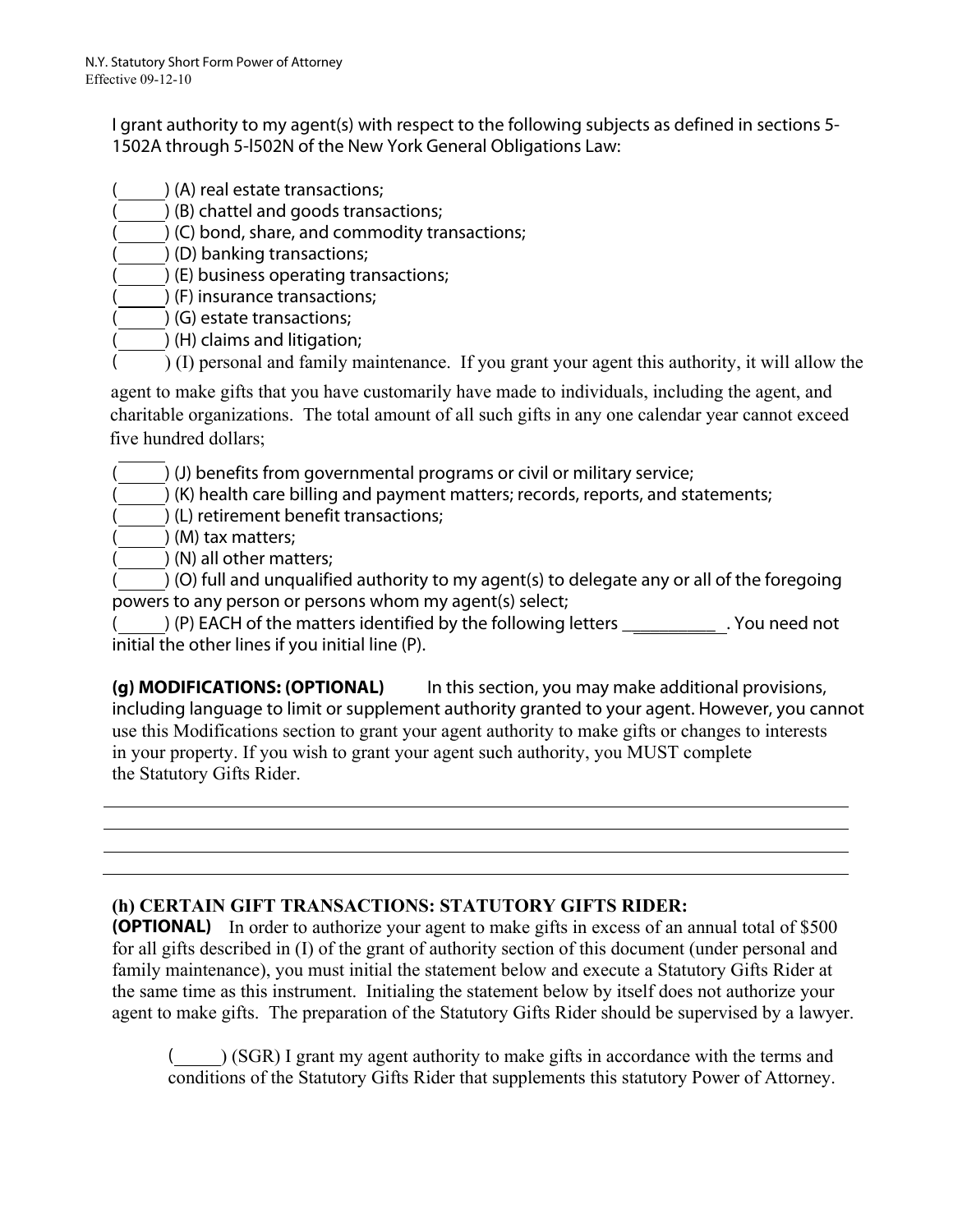I grant authority to my agent(s) with respect to the following subjects as defined in sections 5-1502A through 5-l502N of the New York General Obligations Law:

(\_\_\_\_\_) (A) real estate transactions;
(\_\_\_\_\_) (B) chattel and goods transactions;
(\_\_\_\_\_) (C) bond, share, and commodity transactions;
(\_\_\_\_\_) (D) banking transactions;
(\_\_\_\_\_) (E) business operating transactions;
(\_\_\_\_\_) (F) insurance transactions;
(\_\_\_\_\_) (G) estate transactions;
(\_\_\_\_\_) (H) claims and litigation;
(\_\_\_\_\_) (I) personal and family maintenance. If you grant your agent this authority, it will allow the agent to make gifts that you have customarily have made to individuals, including the agent, and charitable organizations. The total amount of all such gifts in any one calendar year cannot exceed five hundred dollars;
(\_\_\_\_\_) (J) benefits from governmental programs or civil or military service;
(\_\_\_\_\_) (K) health care billing and payment matters; records, reports, and statements;
(\_\_\_\_\_) (L) retirement benefit transactions;
(\_\_\_\_\_) (M) tax matters;
(\_\_\_\_\_) (N) all other matters;
(\_\_\_\_\_) (O) full and unqualified authority to my agent(s) to delegate any or all of the foregoing powers to any person or persons whom my agent(s) select;
(\_\_\_\_\_) (P) EACH of the matters identified by the following letters \_\_\_\_\_\_\_\_\_\_ . You need not initial the other lines if you initial line (P).

**(g) MODIFICATIONS: (OPTIONAL)** In this section, you may make additional provisions, including language to limit or supplement authority granted to your agent. However, you cannot use this Modifications section to grant your agent authority to make gifts or changes to interests in your property. If you wish to grant your agent such authority, you MUST complete the Statutory Gifts Rider.

\_\_\_\_\_\_\_\_\_\_\_\_\_\_\_\_\_\_\_\_\_\_\_\_\_\_\_\_\_\_\_\_\_\_\_\_\_\_\_\_\_\_\_\_\_\_\_\_\_\_\_\_\_\_\_\_\_\_\_\_\_\_\_\_\_\_\_\_\_\_\_\_\_\_\_\_\_\_
\_\_\_\_\_\_\_\_\_\_\_\_\_\_\_\_\_\_\_\_\_\_\_\_\_\_\_\_\_\_\_\_\_\_\_\_\_\_\_\_\_\_\_\_\_\_\_\_\_\_\_\_\_\_\_\_\_\_\_\_\_\_\_\_\_\_\_\_\_\_\_\_\_\_\_\_\_\_
\_\_\_\_\_\_\_\_\_\_\_\_\_\_\_\_\_\_\_\_\_\_\_\_\_\_\_\_\_\_\_\_\_\_\_\_\_\_\_\_\_\_\_\_\_\_\_\_\_\_\_\_\_\_\_\_\_\_\_\_\_\_\_\_\_\_\_\_\_\_\_\_\_\_\_\_\_\_
\_\_\_\_\_\_\_\_\_\_\_\_\_\_\_\_\_\_\_\_\_\_\_\_\_\_\_\_\_\_\_\_\_\_\_\_\_\_\_\_\_\_\_\_\_\_\_\_\_\_\_\_\_\_\_\_\_\_\_\_\_\_\_\_\_\_\_\_\_\_\_\_\_\_\_\_\_\_

**(h) CERTAIN GIFT TRANSACTIONS: STATUTORY GIFTS RIDER: (OPTIONAL)** In order to authorize your agent to make gifts in excess of an annual total of $500 for all gifts described in (I) of the grant of authority section of this document (under personal and family maintenance), you must initial the statement below and execute a Statutory Gifts Rider at the same time as this instrument. Initialing the statement below by itself does not authorize your agent to make gifts. The preparation of the Statutory Gifts Rider should be supervised by a lawyer.

(\_\_\_\_\_) (SGR) I grant my agent authority to make gifts in accordance with the terms and conditions of the Statutory Gifts Rider that supplements this statutory Power of Attorney.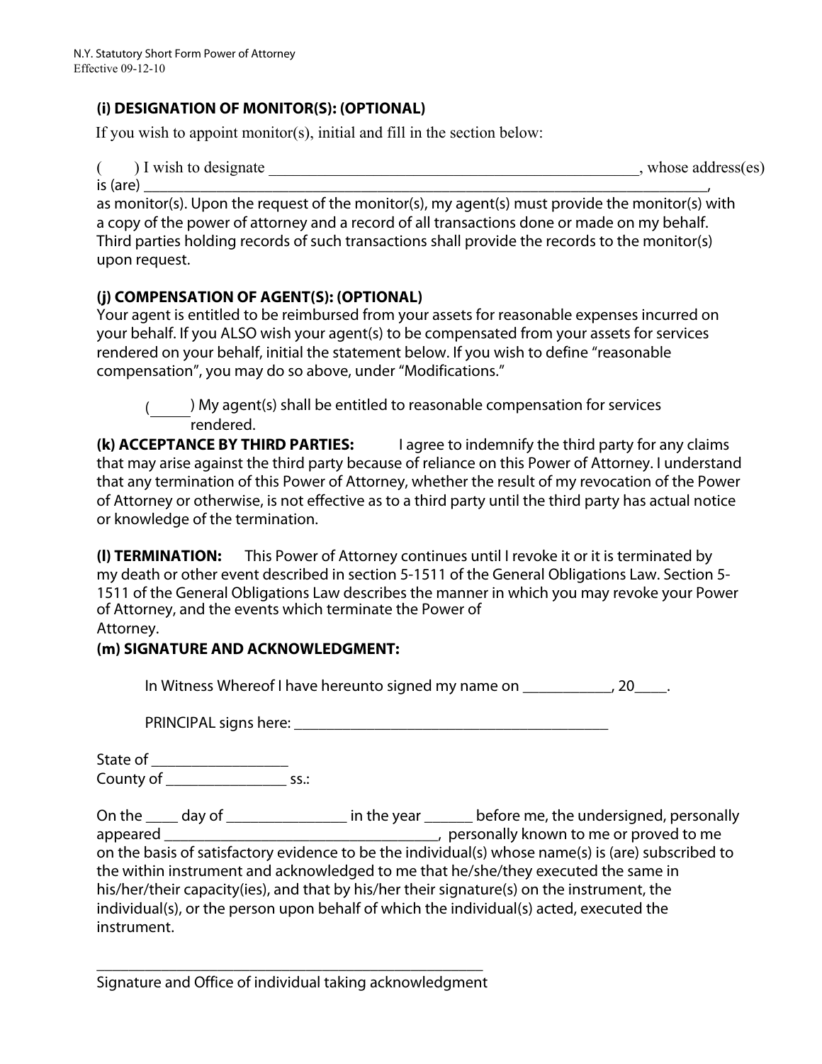### (i) DESIGNATION OF MONITOR(S): (OPTIONAL)

If you wish to appoint monitor(s), initial and fill in the section below:

(      ) I wish to designate ________________________________________________, whose address(es) is (are) ________________________________________________________________________,
as monitor(s). Upon the request of the monitor(s), my agent(s) must provide the monitor(s) with a copy of the power of attorney and a record of all transactions done or made on my behalf. Third parties holding records of such transactions shall provide the records to the monitor(s) upon request.

### (j) COMPENSATION OF AGENT(S): (OPTIONAL)

Your agent is entitled to be reimbursed from your assets for reasonable expenses incurred on your behalf. If you ALSO wish your agent(s) to be compensated from your assets for services rendered on your behalf, initial the statement below. If you wish to define "reasonable compensation", you may do so above, under "Modifications."

(_____) My agent(s) shall be entitled to reasonable compensation for services rendered.

**(k) ACCEPTANCE BY THIRD PARTIES:** I agree to indemnify the third party for any claims that may arise against the third party because of reliance on this Power of Attorney. I understand that any termination of this Power of Attorney, whether the result of my revocation of the Power of Attorney or otherwise, is not effective as to a third party until the third party has actual notice or knowledge of the termination.

**(l) TERMINATION:** This Power of Attorney continues until I revoke it or it is terminated by my death or other event described in section 5-1511 of the General Obligations Law. Section 5-1511 of the General Obligations Law describes the manner in which you may revoke your Power of Attorney, and the events which terminate the Power of Attorney.

### (m) SIGNATURE AND ACKNOWLEDGMENT:

In Witness Whereof I have hereunto signed my name on ___________, 20____.

PRINCIPAL signs here: ________________________________________

State of _________________
County of _______________ ss.:

On the ____ day of _______________ in the year ______ before me, the undersigned, personally appeared ___________________________________, personally known to me or proved to me on the basis of satisfactory evidence to be the individual(s) whose name(s) is (are) subscribed to the within instrument and acknowledged to me that he/she/they executed the same in his/her/their capacity(ies), and that by his/her their signature(s) on the instrument, the individual(s), or the person upon behalf of which the individual(s) acted, executed the instrument.

__________________________________________________
Signature and Office of individual taking acknowledgment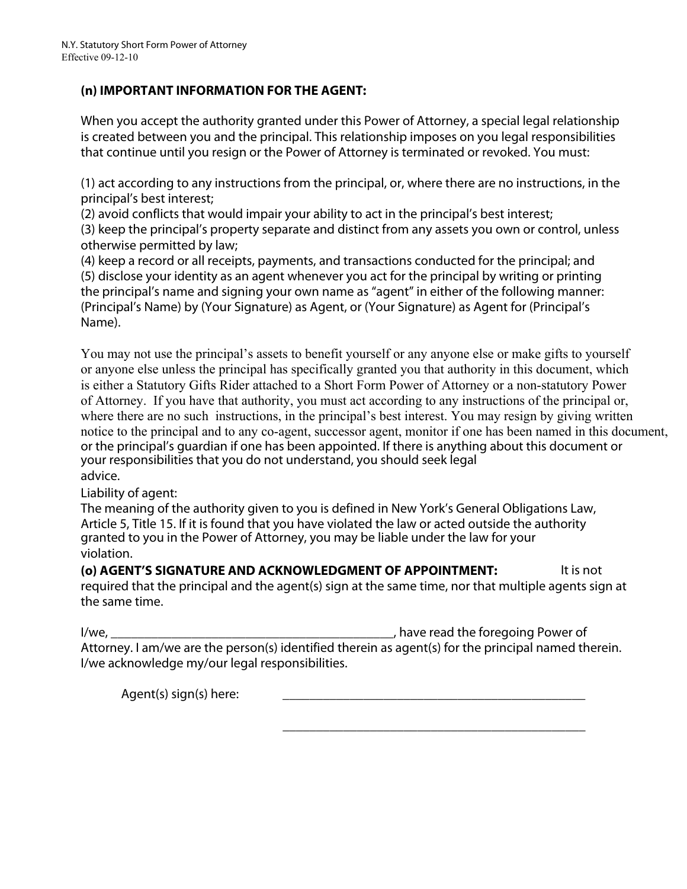## (n) IMPORTANT INFORMATION FOR THE AGENT:

When you accept the authority granted under this Power of Attorney, a special legal relationship is created between you and the principal. This relationship imposes on you legal responsibilities that continue until you resign or the Power of Attorney is terminated or revoked. You must:

(1) act according to any instructions from the principal, or, where there are no instructions, in the principal's best interest;
(2) avoid conflicts that would impair your ability to act in the principal's best interest;
(3) keep the principal's property separate and distinct from any assets you own or control, unless otherwise permitted by law;
(4) keep a record or all receipts, payments, and transactions conducted for the principal; and
(5) disclose your identity as an agent whenever you act for the principal by writing or printing the principal's name and signing your own name as "agent" in either of the following manner: (Principal's Name) by (Your Signature) as Agent, or (Your Signature) as Agent for (Principal's Name).

You may not use the principal's assets to benefit yourself or any anyone else or make gifts to yourself or anyone else unless the principal has specifically granted you that authority in this document, which is either a Statutory Gifts Rider attached to a Short Form Power of Attorney or a non-statutory Power of Attorney. If you have that authority, you must act according to any instructions of the principal or, where there are no such instructions, in the principal's best interest. You may resign by giving written notice to the principal and to any co-agent, successor agent, monitor if one has been named in this document, or the principal's guardian if one has been appointed. If there is anything about this document or your responsibilities that you do not understand, you should seek legal advice.

Liability of agent:
The meaning of the authority given to you is defined in New York's General Obligations Law, Article 5, Title 15. If it is found that you have violated the law or acted outside the authority granted to you in the Power of Attorney, you may be liable under the law for your violation.

**(o) AGENT'S SIGNATURE AND ACKNOWLEDGMENT OF APPOINTMENT:** It is not required that the principal and the agent(s) sign at the same time, nor that multiple agents sign at the same time.

I/we, ____________________________________________, have read the foregoing Power of Attorney. I am/we are the person(s) identified therein as agent(s) for the principal named therein. I/we acknowledge my/our legal responsibilities.

Agent(s) sign(s) here: ________________________________________________

________________________________________________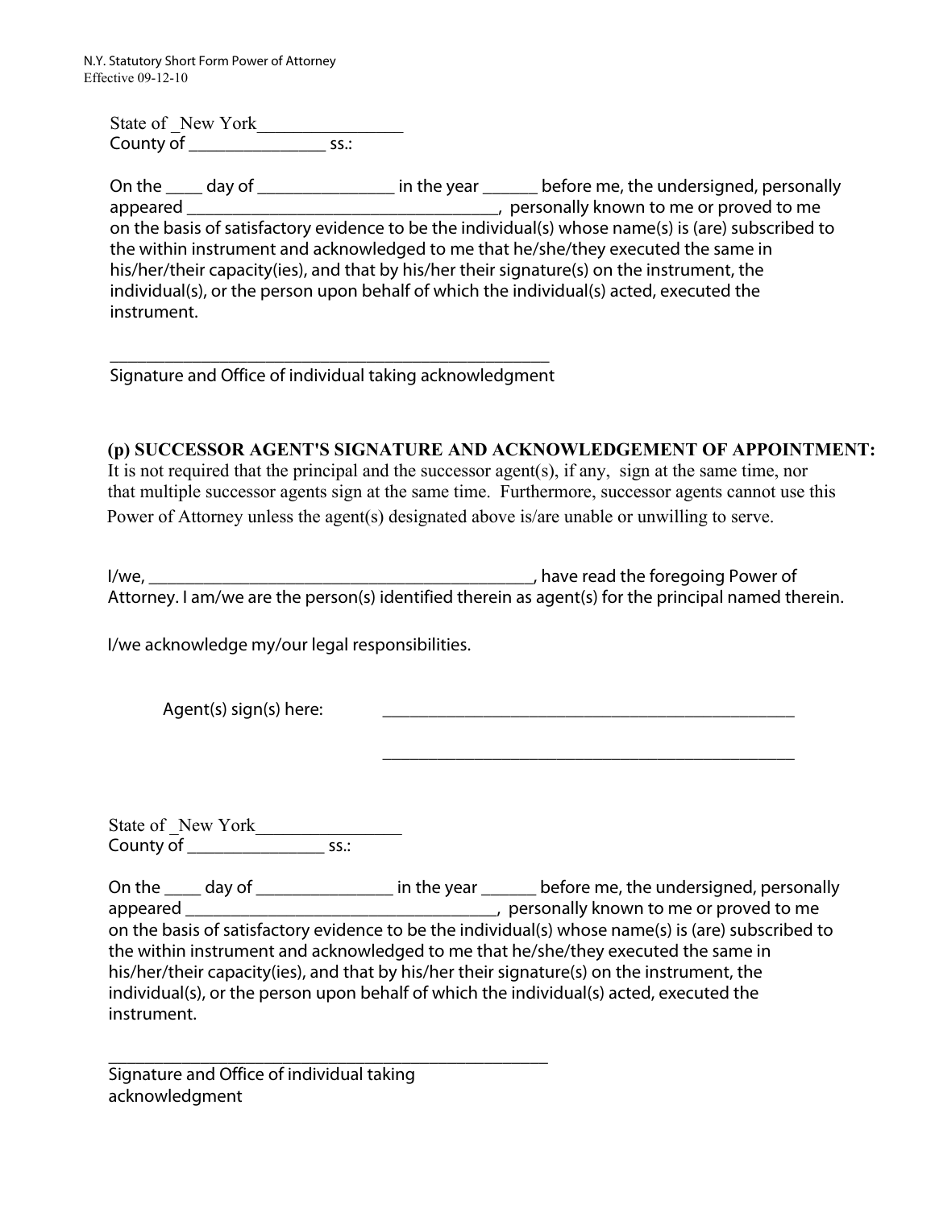State of _New York________________
County of _______________ ss.:

On the ____ day of _______________ in the year ______ before me, the undersigned, personally appeared ___________________________________, personally known to me or proved to me on the basis of satisfactory evidence to be the individual(s) whose name(s) is (are) subscribed to the within instrument and acknowledged to me that he/she/they executed the same in his/her/their capacity(ies), and that by his/her their signature(s) on the instrument, the individual(s), or the person upon behalf of which the individual(s) acted, executed the instrument.

___________________________________________________
Signature and Office of individual taking acknowledgment

**(p) SUCCESSOR AGENT'S SIGNATURE AND ACKNOWLEDGEMENT OF APPOINTMENT:**
It is not required that the principal and the successor agent(s), if any, sign at the same time, nor that multiple successor agents sign at the same time. Furthermore, successor agents cannot use this Power of Attorney unless the agent(s) designated above is/are unable or unwilling to serve.

I/we, ___________________________________________, have read the foregoing Power of Attorney. I am/we are the person(s) identified therein as agent(s) for the principal named therein.

I/we acknowledge my/our legal responsibilities.

Agent(s) sign(s) here: _______________________________________________

_______________________________________________

State of _New York________________
County of _______________ ss.:

On the ____ day of _______________ in the year ______ before me, the undersigned, personally appeared ___________________________________, personally known to me or proved to me on the basis of satisfactory evidence to be the individual(s) whose name(s) is (are) subscribed to the within instrument and acknowledged to me that he/she/they executed the same in his/her/their capacity(ies), and that by his/her their signature(s) on the instrument, the individual(s), or the person upon behalf of which the individual(s) acted, executed the instrument.

___________________________________________________
Signature and Office of individual taking acknowledgment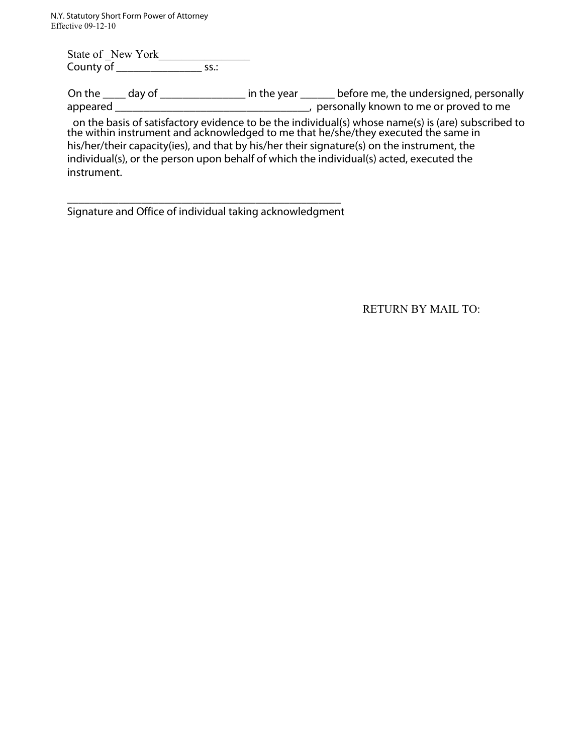State of _New York________________
County of ________________ ss.:

On the ____ day of ________________ in the year ______ before me, the undersigned, personally appeared ____________________________________, personally known to me or proved to me on the basis of satisfactory evidence to be the individual(s) whose name(s) is (are) subscribed to the within instrument and acknowledged to me that he/she/they executed the same in his/her/their capacity(ies), and that by his/her their signature(s) on the instrument, the individual(s), or the person upon behalf of which the individual(s) acted, executed the instrument.

______________________________________________________
Signature and Office of individual taking acknowledgment

RETURN BY MAIL TO: